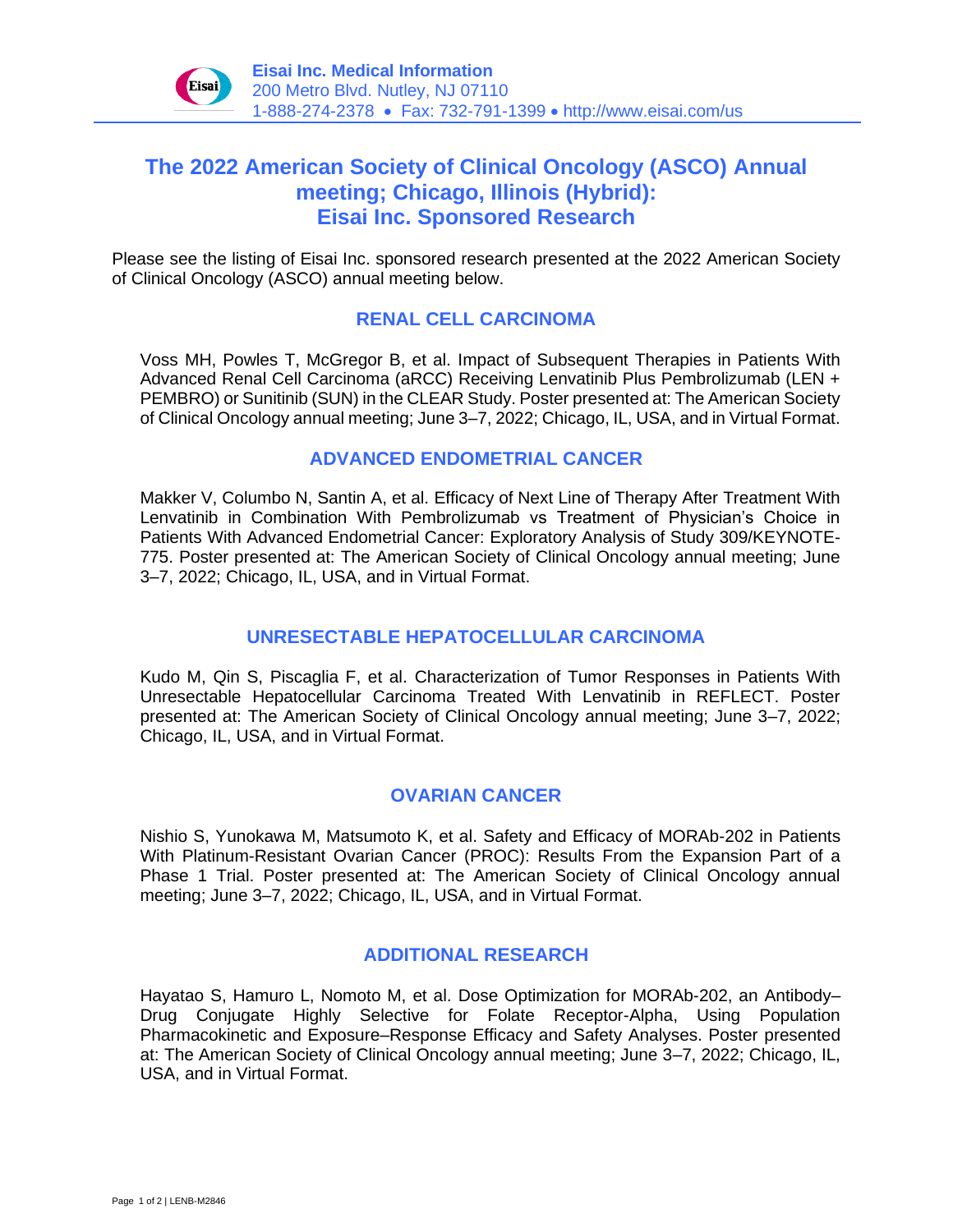**Eisai Inc. Medical Information**
200 Metro Blvd. Nutley, NJ 07110
1-888-274-2378 • Fax: 732-791-1399 • http://www.eisai.com/us

# The 2022 American Society of Clinical Oncology (ASCO) Annual meeting; Chicago, Illinois (Hybrid): Eisai Inc. Sponsored Research

Please see the listing of Eisai Inc. sponsored research presented at the 2022 American Society of Clinical Oncology (ASCO) annual meeting below.

## RENAL CELL CARCINOMA

Voss MH, Powles T, McGregor B, et al. Impact of Subsequent Therapies in Patients With Advanced Renal Cell Carcinoma (aRCC) Receiving Lenvatinib Plus Pembrolizumab (LEN + PEMBRO) or Sunitinib (SUN) in the CLEAR Study. Poster presented at: The American Society of Clinical Oncology annual meeting; June 3–7, 2022; Chicago, IL, USA, and in Virtual Format.

## ADVANCED ENDOMETRIAL CANCER

Makker V, Columbo N, Santin A, et al. Efficacy of Next Line of Therapy After Treatment With Lenvatinib in Combination With Pembrolizumab vs Treatment of Physician's Choice in Patients With Advanced Endometrial Cancer: Exploratory Analysis of Study 309/KEYNOTE-775. Poster presented at: The American Society of Clinical Oncology annual meeting; June 3–7, 2022; Chicago, IL, USA, and in Virtual Format.

## UNRESECTABLE HEPATOCELLULAR CARCINOMA

Kudo M, Qin S, Piscaglia F, et al. Characterization of Tumor Responses in Patients With Unresectable Hepatocellular Carcinoma Treated With Lenvatinib in REFLECT. Poster presented at: The American Society of Clinical Oncology annual meeting; June 3–7, 2022; Chicago, IL, USA, and in Virtual Format.

## OVARIAN CANCER

Nishio S, Yunokawa M, Matsumoto K, et al. Safety and Efficacy of MORAb-202 in Patients With Platinum-Resistant Ovarian Cancer (PROC): Results From the Expansion Part of a Phase 1 Trial. Poster presented at: The American Society of Clinical Oncology annual meeting; June 3–7, 2022; Chicago, IL, USA, and in Virtual Format.

## ADDITIONAL RESEARCH

Hayatao S, Hamuro L, Nomoto M, et al. Dose Optimization for MORAb-202, an Antibody–Drug Conjugate Highly Selective for Folate Receptor-Alpha, Using Population Pharmacokinetic and Exposure–Response Efficacy and Safety Analyses. Poster presented at: The American Society of Clinical Oncology annual meeting; June 3–7, 2022; Chicago, IL, USA, and in Virtual Format.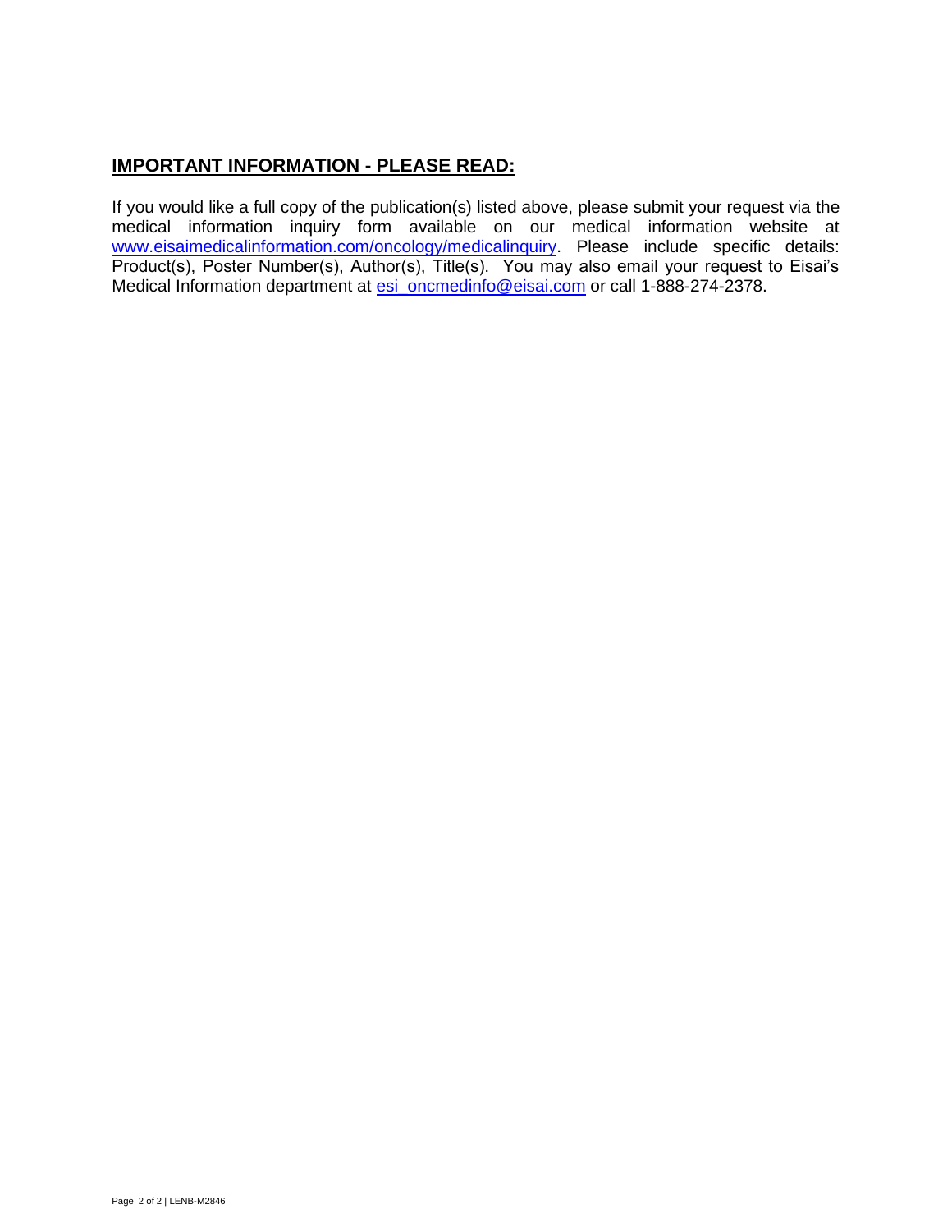## **IMPORTANT INFORMATION - PLEASE READ:**

If you would like a full copy of the publication(s) listed above, please submit your request via the medical information inquiry form available on our medical information website at www.eisaimedicalinformation.com/oncology/medicalinquiry. Please include specific details: Product(s), Poster Number(s), Author(s), Title(s). You may also email your request to Eisai's Medical Information department at esi_oncmedinfo@eisai.com or call 1-888-274-2378.